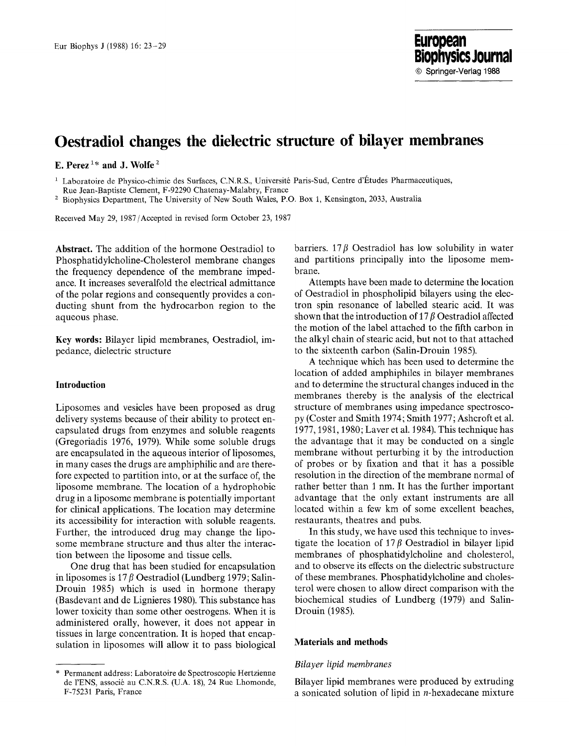# Oestradiol changes the dielectric structure of bilayer membranes

**E. Perez**[1]* **and J. Wolfe**[2]

[1] Laboratoire de Physico-chimie des Surfaces, C.N.R.S., Université Paris-Sud, Centre d'Études Pharmaceutiques, Rue Jean-Baptiste Clement, F-92290 Chatenay-Malabry, France

[2] Biophysics Department, The University of New South Wales, P.O. Box 1, Kensington, 2033, Australia

Received May 29, 1987/Accepted in revised form October 23, 1987

**Abstract.** The addition of the hormone Oestradiol to Phosphatidylcholine-Cholesterol membrane changes the frequency dependence of the membrane impedance. It increases severalfold the electrical admittance of the polar regions and consequently provides a conducting shunt from the hydrocarbon region to the aqueous phase.

**Key words:** Bilayer lipid membranes, Oestradiol, impedance, dielectric structure

## Introduction

Liposomes and vesicles have been proposed as drug delivery systems because of their ability to protect encapsulated drugs from enzymes and soluble reagents (Gregoriadis 1976, 1979). While some soluble drugs are encapsulated in the aqueous interior of liposomes, in many cases the drugs are amphiphilic and are therefore expected to partition into, or at the surface of, the liposome membrane. The location of a hydrophobic drug in a liposome membrane is potentially important for clinical applications. The location may determine its accessibility for interaction with soluble reagents. Further, the introduced drug may change the liposome membrane structure and thus alter the interaction between the liposome and tissue cells.

One drug that has been studied for encapsulation in liposomes is 17 $\beta$ Oestradiol (Lundberg 1979; Salin-Drouin 1985) which is used in hormone therapy (Basdevant and de Lignieres 1980). This substance has lower toxicity than some other oestrogens. When it is administered orally, however, it does not appear in tissues in large concentration. It is hoped that encapsulation in liposomes will allow it to pass biological barriers. 17 $\beta$ Oestradiol has low solubility in water and partitions principally into the liposome membrane.

Attempts have been made to determine the location of Oestradiol in phospholipid bilayers using the electron spin resonance of labelled stearic acid. It was shown that the introduction of 17 $\beta$ Oestradiol affected the motion of the label attached to the fifth carbon in the alkyl chain of stearic acid, but not to that attached to the sixteenth carbon (Salin-Drouin 1985).

A technique which has been used to determine the location of added amphiphiles in bilayer membranes and to determine the structural changes induced in the membranes thereby is the analysis of the electrical structure of membranes using impedance spectroscopy (Coster and Smith 1974; Smith 1977; Ashcroft et al. 1977, 1981, 1980; Laver et al. 1984). This technique has the advantage that it may be conducted on a single membrane without perturbing it by the introduction of probes or by fixation and that it has a possible resolution in the direction of the membrane normal of rather better than 1 nm. It has the further important advantage that the only extant instruments are all located within a few km of some excellent beaches, restaurants, theatres and pubs.

In this study, we have used this technique to investigate the location of 17 $\beta$ Oestradiol in bilayer lipid membranes of phosphatidylcholine and cholesterol, and to observe its effects on the dielectric substructure of these membranes. Phosphatidylcholine and cholesterol were chosen to allow direct comparison with the biochemical studies of Lundberg (1979) and Salin-Drouin (1985).

## Materials and methods

### *Bilayer lipid membranes*

Bilayer lipid membranes were produced by extruding a sonicated solution of lipid in *n*-hexadecane mixture

---

* Permanent address: Laboratoire de Spectroscopie Hertzienne de l'ENS, associé au C.N.R.S. (U.A. 18), 24 Rue Lhomonde, F-75231 Paris, France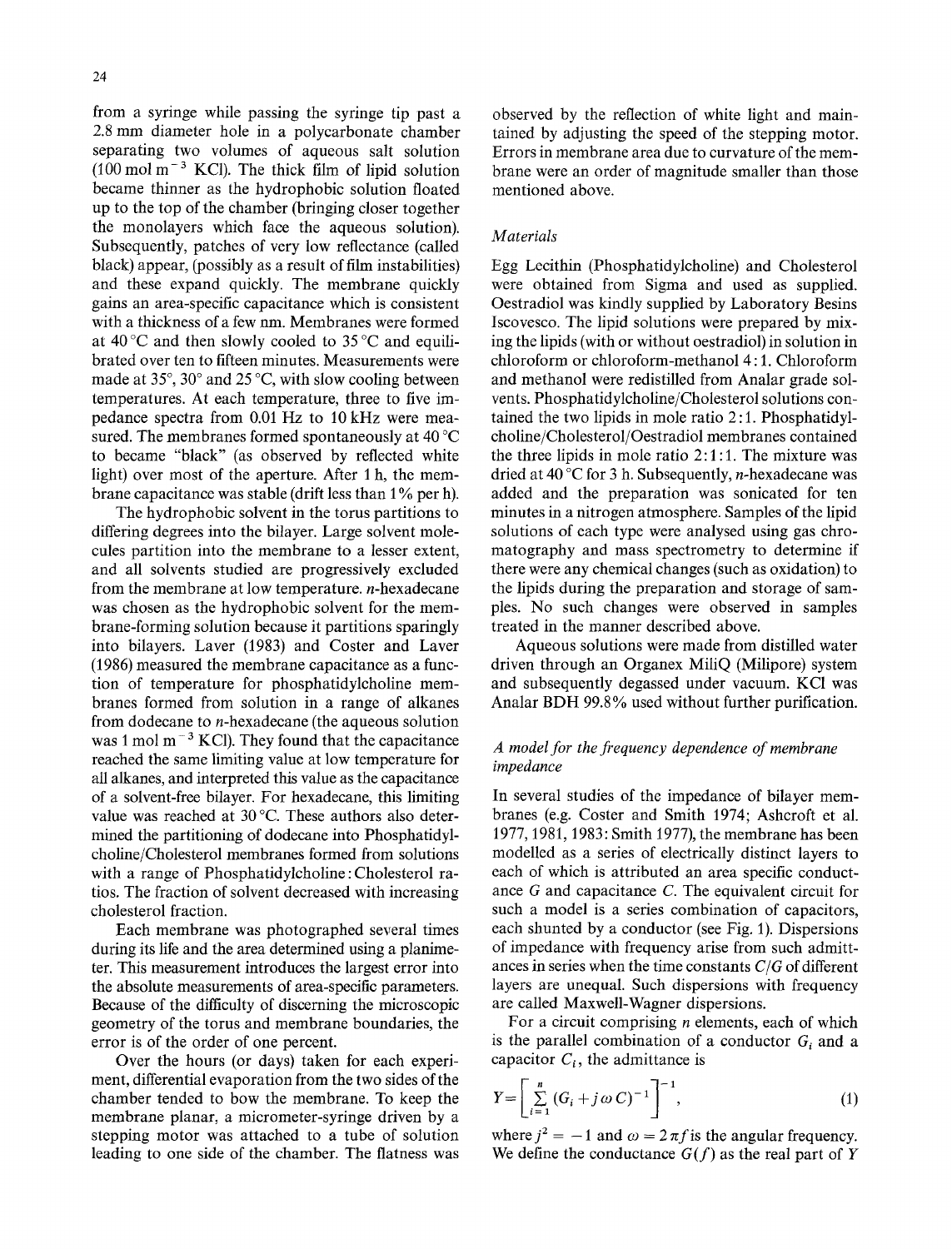from a syringe while passing the syringe tip past a 2.8 mm diameter hole in a polycarbonate chamber separating two volumes of aqueous salt solution (100 mol $m^{-3}$ KCl). The thick film of lipid solution became thinner as the hydrophobic solution floated up to the top of the chamber (bringing closer together the monolayers which face the aqueous solution). Subsequently, patches of very low reflectance (called black) appear, (possibly as a result of film instabilities) and these expand quickly. The membrane quickly gains an area-specific capacitance which is consistent with a thickness of a few nm. Membranes were formed at 40 °C and then slowly cooled to 35 °C and equilibrated over ten to fifteen minutes. Measurements were made at 35°, 30° and 25 °C, with slow cooling between temperatures. At each temperature, three to five impedance spectra from 0.01 Hz to 10 kHz were measured. The membranes formed spontaneously at 40 °C to became "black" (as observed by reflected white light) over most of the aperture. After 1 h, the membrane capacitance was stable (drift less than 1% per h).

The hydrophobic solvent in the torus partitions to differing degrees into the bilayer. Large solvent molecules partition into the membrane to a lesser extent, and all solvents studied are progressively excluded from the membrane at low temperature. *n*-hexadecane was chosen as the hydrophobic solvent for the membrane-forming solution because it partitions sparingly into bilayers. Laver (1983) and Coster and Laver (1986) measured the membrane capacitance as a function of temperature for phosphatidylcholine membranes formed from solution in a range of alkanes from dodecane to *n*-hexadecane (the aqueous solution was 1 mol $m^{-3}$ KCl). They found that the capacitance reached the same limiting value at low temperature for all alkanes, and interpreted this value as the capacitance of a solvent-free bilayer. For hexadecane, this limiting value was reached at 30 °C. These authors also determined the partitioning of dodecane into Phosphatidylcholine/Cholesterol membranes formed from solutions with a range of Phosphatidylcholine : Cholesterol ratios. The fraction of solvent decreased with increasing cholesterol fraction.

Each membrane was photographed several times during its life and the area determined using a planimeter. This measurement introduces the largest error into the absolute measurements of area-specific parameters. Because of the difficulty of discerning the microscopic geometry of the torus and membrane boundaries, the error is of the order of one percent.

Over the hours (or days) taken for each experiment, differential evaporation from the two sides of the chamber tended to bow the membrane. To keep the membrane planar, a micrometer-syringe driven by a stepping motor was attached to a tube of solution leading to one side of the chamber. The flatness was observed by the reflection of white light and maintained by adjusting the speed of the stepping motor. Errors in membrane area due to curvature of the membrane were an order of magnitude smaller than those mentioned above.

### *Materials*

Egg Lecithin (Phosphatidylcholine) and Cholesterol were obtained from Sigma and used as supplied. Oestradiol was kindly supplied by Laboratory Besins Iscovesco. The lipid solutions were prepared by mixing the lipids (with or without oestradiol) in solution in chloroform or chloroform-methanol 4 : 1. Chloroform and methanol were redistilled from Analar grade solvents. Phosphatidylcholine/Cholesterol solutions contained the two lipids in mole ratio 2 : 1. Phosphatidylcholine/Cholesterol/Oestradiol membranes contained the three lipids in mole ratio 2 : 1 : 1. The mixture was dried at 40 °C for 3 h. Subsequently, *n*-hexadecane was added and the preparation was sonicated for ten minutes in a nitrogen atmosphere. Samples of the lipid solutions of each type were analysed using gas chromatography and mass spectrometry to determine if there were any chemical changes (such as oxidation) to the lipids during the preparation and storage of samples. No such changes were observed in samples treated in the manner described above.

Aqueous solutions were made from distilled water driven through an Organex MiliQ (Milipore) system and subsequently degassed under vacuum. KCl was Analar BDH 99.8% used without further purification.

### *A model for the frequency dependence of membrane impedance*

In several studies of the impedance of bilayer membranes (e.g. Coster and Smith 1974; Ashcroft et al. 1977, 1981, 1983: Smith 1977), the membrane has been modelled as a series of electrically distinct layers to each of which is attributed an area specific conductance $G$ and capacitance $C$. The equivalent circuit for such a model is a series combination of capacitors, each shunted by a conductor (see Fig. 1). Dispersions of impedance with frequency arise from such admittances in series when the time constants $C/G$ of different layers are unequal. Such dispersions with frequency are called Maxwell-Wagner dispersions.

For a circuit comprising $n$ elements, each of which is the parallel combination of a conductor $G_i$ and a capacitor $C_i$, the admittance is

$$Y = \left[ \sum_{i=1}^{n} (G_i + j\omega C)^{-1} \right]^{-1}, \tag{1}$$

where $j^2 = -1$ and $\omega = 2\pi f$ is the angular frequency. We define the conductance $G(f)$ as the real part of $Y$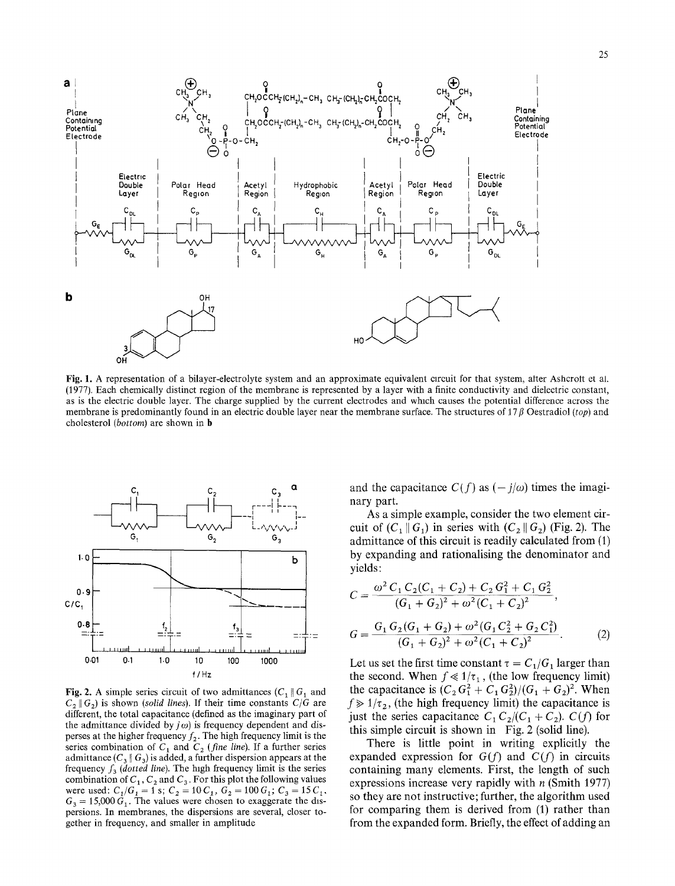**Fig. 1.** A representation of a bilayer-electrolyte system and an approximate equivalent circuit for that system, after Ashcroft et al. (1977). Each chemically distinct region of the membrane is represented by a layer with a finite conductivity and dielectric constant, as is the electric double layer. The charge supplied by the current electrodes and which causes the potential difference across the membrane is predominantly found in an electric double layer near the membrane surface. The structures of 17 $\beta$ Oestradiol (*top*) and cholesterol (*bottom*) are shown in **b**

**Fig. 2.** A simple series circuit of two admittances ($C_1 \parallel G_1$ and $C_2 \parallel G_2$) is shown (*solid lines*). If their time constants $C/G$ are different, the total capacitance (defined as the imaginary part of the admittance divided by $j\omega$) is frequency dependent and disperses at the higher frequency $f_2$. The high frequency limit is the series combination of $C_1$ and $C_2$ (*fine line*). If a further series admittance ($C_3 \parallel G_3$) is added, a further dispersion appears at the frequency $f_3$ (*dotted line*). The high frequency limit is the series combination of $C_1$, $C_2$ and $C_3$. For this plot the following values were used: $C_1/G_1 = 1$ s; $C_2 = 10\,C_1$, $G_2 = 100\,G_1$; $C_3 = 15\,C_1$, $G_3 = 15{,}000\,G_1$. The values were chosen to exaggerate the dispersions. In membranes, the dispersions are several, closer together in frequency, and smaller in amplitude

and the capacitance $C(f)$ as $(-j/\omega)$ times the imaginary part.

As a simple example, consider the two element circuit of ($C_1 \parallel G_1$) in series with ($C_2 \parallel G_2$) (Fig. 2). The admittance of this circuit is readily calculated from (1) by expanding and rationalising the denominator and yields:

$$C = \frac{\omega^2 C_1 C_2 (C_1 + C_2) + C_2 G_1^2 + C_1 G_2^2}{(G_1 + G_2)^2 + \omega^2 (C_1 + C_2)^2},$$

$$G = \frac{G_1 G_2 (G_1 + G_2) + \omega^2 (G_1 C_2^2 + G_2 C_1^2)}{(G_1 + G_2)^2 + \omega^2 (C_1 + C_2)^2}. \tag{2}$$

Let us set the first time constant $\tau = C_1/G_1$ larger than the second. When $f \ll 1/\tau_1$, (the low frequency limit) the capacitance is $(C_2 G_1^2 + C_1 G_2^2)/(G_1 + G_2)^2$. When $f \gg 1/\tau_2$, (the high frequency limit) the capacitance is just the series capacitance $C_1 C_2/(C_1 + C_2)$. $C(f)$ for this simple circuit is shown in Fig. 2 (solid line).

There is little point in writing explicitly the expanded expression for $G(f)$ and $C(f)$ in circuits containing many elements. First, the length of such expressions increase very rapidly with $n$ (Smith 1977) so they are not instructive; further, the algorithm used for comparing them is derived from (1) rather than from the expanded form. Briefly, the effect of adding an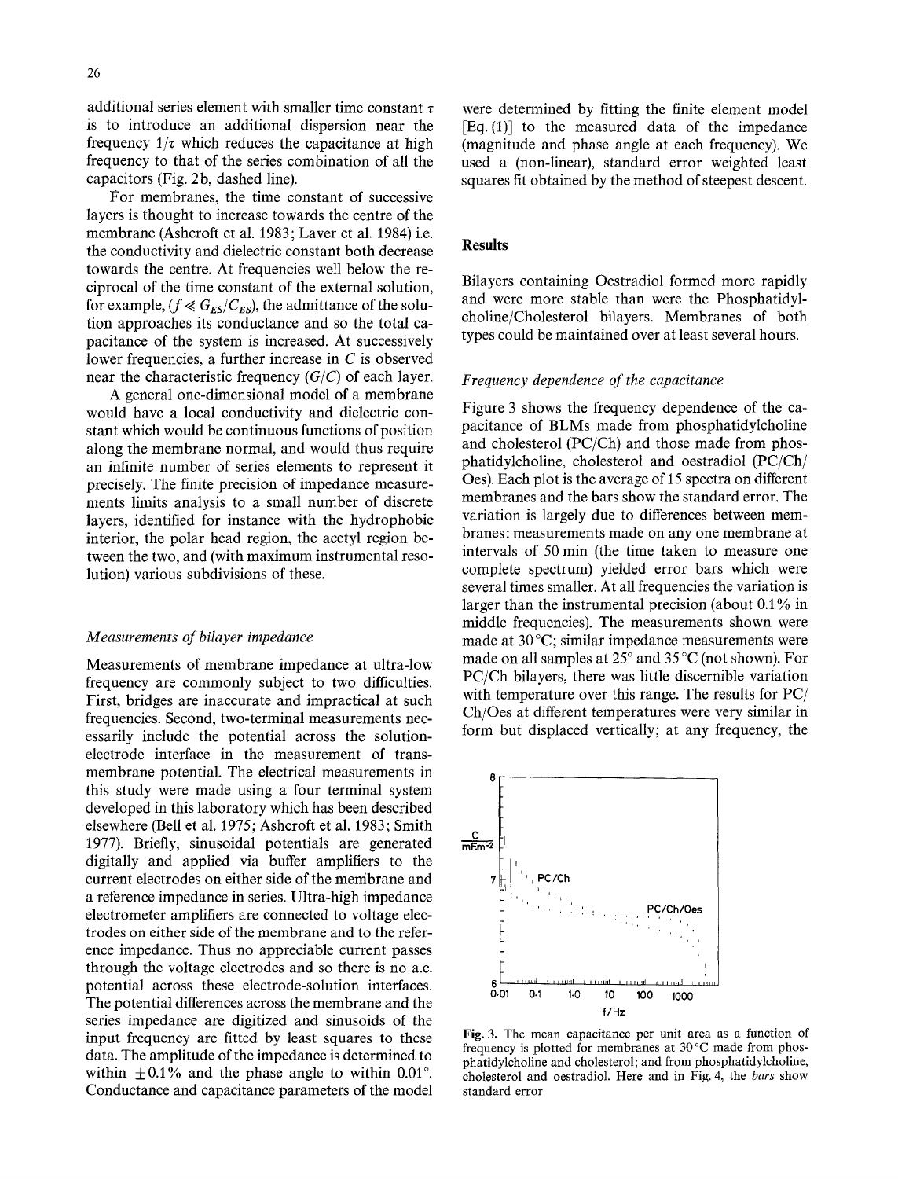additional series element with smaller time constant $\tau$ is to introduce an additional dispersion near the frequency $1/\tau$ which reduces the capacitance at high frequency to that of the series combination of all the capacitors (Fig. 2b, dashed line).

For membranes, the time constant of successive layers is thought to increase towards the centre of the membrane (Ashcroft et al. 1983; Laver et al. 1984) i.e. the conductivity and dielectric constant both decrease towards the centre. At frequencies well below the reciprocal of the time constant of the external solution, for example, ($f \ll G_{ES}/C_{ES}$), the admittance of the solution approaches its conductance and so the total capacitance of the system is increased. At successively lower frequencies, a further increase in $C$ is observed near the characteristic frequency ($G/C$) of each layer.

A general one-dimensional model of a membrane would have a local conductivity and dielectric constant which would be continuous functions of position along the membrane normal, and would thus require an infinite number of series elements to represent it precisely. The finite precision of impedance measurements limits analysis to a small number of discrete layers, identified for instance with the hydrophobic interior, the polar head region, the acetyl region between the two, and (with maximum instrumental resolution) various subdivisions of these.

### *Measurements of bilayer impedance*

Measurements of membrane impedance at ultra-low frequency are commonly subject to two difficulties. First, bridges are inaccurate and impractical at such frequencies. Second, two-terminal measurements necessarily include the potential across the solution-electrode interface in the measurement of transmembrane potential. The electrical measurements in this study were made using a four terminal system developed in this laboratory which has been described elsewhere (Bell et al. 1975; Ashcroft et al. 1983; Smith 1977). Briefly, sinusoidal potentials are generated digitally and applied via buffer amplifiers to the current electrodes on either side of the membrane and a reference impedance in series. Ultra-high impedance electrometer amplifiers are connected to voltage electrodes on either side of the membrane and to the reference impedance. Thus no appreciable current passes through the voltage electrodes and so there is no a.c. potential across these electrode-solution interfaces. The potential differences across the membrane and the series impedance are digitized and sinusoids of the input frequency are fitted by least squares to these data. The amplitude of the impedance is determined to within $\pm 0.1\%$ and the phase angle to within $0.01°$. Conductance and capacitance parameters of the model were determined by fitting the finite element model [Eq. (1)] to the measured data of the impedance (magnitude and phase angle at each frequency). We used a (non-linear), standard error weighted least squares fit obtained by the method of steepest descent.

## Results

Bilayers containing Oestradiol formed more rapidly and were more stable than were the Phosphatidylcholine/Cholesterol bilayers. Membranes of both types could be maintained over at least several hours.

### *Frequency dependence of the capacitance*

Figure 3 shows the frequency dependence of the capacitance of BLMs made from phosphatidylcholine and cholesterol (PC/Ch) and those made from phosphatidylcholine, cholesterol and oestradiol (PC/Ch/Oes). Each plot is the average of 15 spectra on different membranes and the bars show the standard error. The variation is largely due to differences between membranes: measurements made on any one membrane at intervals of 50 min (the time taken to measure one complete spectrum) yielded error bars which were several times smaller. At all frequencies the variation is larger than the instrumental precision (about 0.1% in middle frequencies). The measurements shown were made at 30 °C; similar impedance measurements were made on all samples at 25° and 35 °C (not shown). For PC/Ch bilayers, there was little discernible variation with temperature over this range. The results for PC/Ch/Oes at different temperatures were very similar in form but displaced vertically; at any frequency, the

C mFm⁻²
8
7
6
PC/Ch
PC/Ch/Oes
0.01 0.1 1.0 10 100 1000
f/Hz

**Fig. 3.** The mean capacitance per unit area as a function of frequency is plotted for membranes at 30 °C made from phosphatidylcholine and cholesterol; and from phosphatidylcholine, cholesterol and oestradiol. Here and in Fig. 4, the *bars* show standard error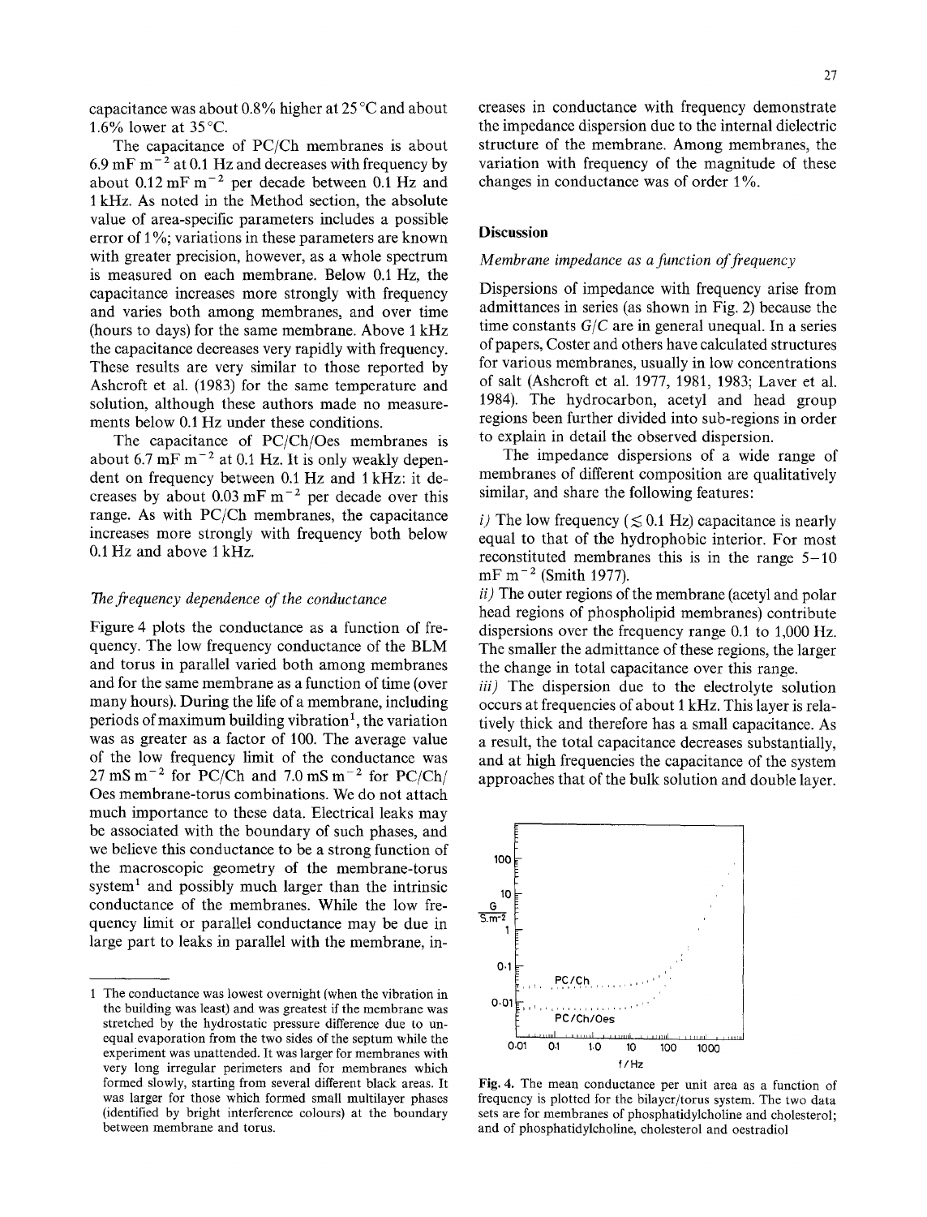capacitance was about 0.8% higher at 25 °C and about 1.6% lower at 35 °C.

The capacitance of PC/Ch membranes is about 6.9 mF $m^{-2}$ at 0.1 Hz and decreases with frequency by about 0.12 mF $m^{-2}$ per decade between 0.1 Hz and 1 kHz. As noted in the Method section, the absolute value of area-specific parameters includes a possible error of 1%; variations in these parameters are known with greater precision, however, as a whole spectrum is measured on each membrane. Below 0.1 Hz, the capacitance increases more strongly with frequency and varies both among membranes, and over time (hours to days) for the same membrane. Above 1 kHz the capacitance decreases very rapidly with frequency. These results are very similar to those reported by Ashcroft et al. (1983) for the same temperature and solution, although these authors made no measurements below 0.1 Hz under these conditions.

The capacitance of PC/Ch/Oes membranes is about 6.7 mF $m^{-2}$ at 0.1 Hz. It is only weakly dependent on frequency between 0.1 Hz and 1 kHz: it decreases by about 0.03 mF $m^{-2}$ per decade over this range. As with PC/Ch membranes, the capacitance increases more strongly with frequency both below 0.1 Hz and above 1 kHz.

### *The frequency dependence of the conductance*

Figure 4 plots the conductance as a function of frequency. The low frequency conductance of the BLM and torus in parallel varied both among membranes and for the same membrane as a function of time (over many hours). During the life of a membrane, including periods of maximum building vibration[1], the variation was as greater as a factor of 100. The average value of the low frequency limit of the conductance was 27 mS $m^{-2}$ for PC/Ch and 7.0 mS $m^{-2}$ for PC/Ch/Oes membrane-torus combinations. We do not attach much importance to these data. Electrical leaks may be associated with the boundary of such phases, and we believe this conductance to be a strong function of the macroscopic geometry of the membrane-torus system[1] and possibly much larger than the intrinsic conductance of the membranes. While the low frequency limit or parallel conductance may be due in large part to leaks in parallel with the membrane, increases in conductance with frequency demonstrate the impedance dispersion due to the internal dielectric structure of the membrane. Among membranes, the variation with frequency of the magnitude of these changes in conductance was of order 1%.

[1] The conductance was lowest overnight (when the vibration in the building was least) and was greatest if the membrane was stretched by the hydrostatic pressure difference due to unequal evaporation from the two sides of the septum while the experiment was unattended. It was larger for membranes with very long irregular perimeters and for membranes which formed slowly, starting from several different black areas. It was larger for those which formed small multilayer phases (identified by bright interference colours) at the boundary between membrane and torus.

## Discussion

### *Membrane impedance as a function of frequency*

Dispersions of impedance with frequency arise from admittances in series (as shown in Fig. 2) because the time constants $G/C$ are in general unequal. In a series of papers, Coster and others have calculated structures for various membranes, usually in low concentrations of salt (Ashcroft et al. 1977, 1981, 1983; Laver et al. 1984). The hydrocarbon, acetyl and head group regions been further divided into sub-regions in order to explain in detail the observed dispersion.

The impedance dispersions of a wide range of membranes of different composition are qualitatively similar, and share the following features:

*i)* The low frequency ($\lesssim$ 0.1 Hz) capacitance is nearly equal to that of the hydrophobic interior. For most reconstituted membranes this is in the range 5–10 mF $m^{-2}$ (Smith 1977).

*ii)* The outer regions of the membrane (acetyl and polar head regions of phospholipid membranes) contribute dispersions over the frequency range 0.1 to 1,000 Hz. The smaller the admittance of these regions, the larger the change in total capacitance over this range.

*iii)* The dispersion due to the electrolyte solution occurs at frequencies of about 1 kHz. This layer is relatively thick and therefore has a small capacitance. As a result, the total capacitance decreases substantially, and at high frequencies the capacitance of the system approaches that of the bulk solution and double layer.

G / S.m⁻²
100
10
1
0.1
0.01
PC/Ch
PC/Ch/Oes
0.01 0.1 1.0 10 100 1000
f / Hz

**Fig. 4.** The mean conductance per unit area as a function of frequency is plotted for the bilayer/torus system. The two data sets are for membranes of phosphatidylcholine and cholesterol; and of phosphatidylcholine, cholesterol and oestradiol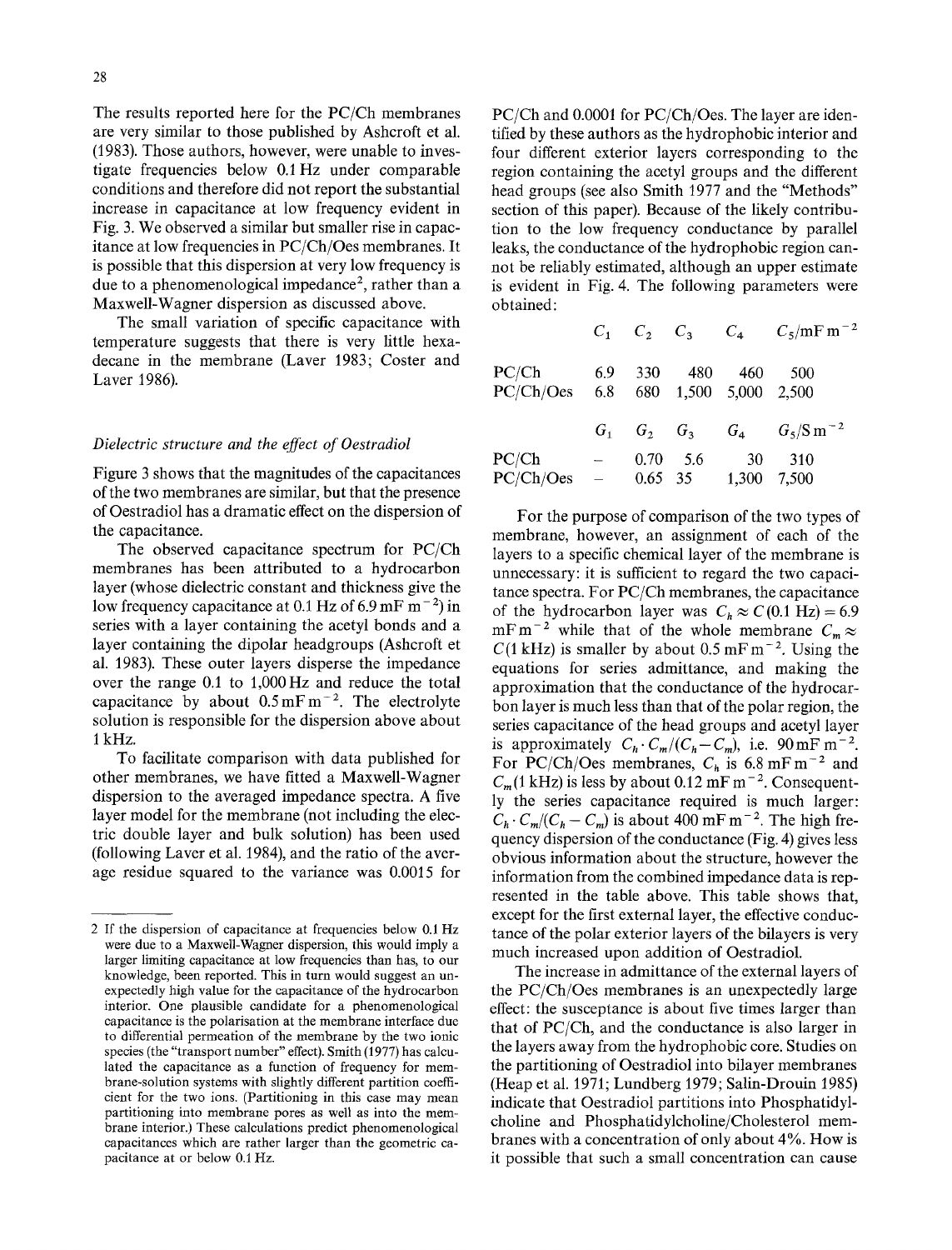The results reported here for the PC/Ch membranes are very similar to those published by Ashcroft et al. (1983). Those authors, however, were unable to investigate frequencies below 0.1 Hz under comparable conditions and therefore did not report the substantial increase in capacitance at low frequency evident in Fig. 3. We observed a similar but smaller rise in capacitance at low frequencies in PC/Ch/Oes membranes. It is possible that this dispersion at very low frequency is due to a phenomenological impedance[2], rather than a Maxwell-Wagner dispersion as discussed above.

The small variation of specific capacitance with temperature suggests that there is very little hexadecane in the membrane (Laver 1983; Coster and Laver 1986).

### *Dielectric structure and the effect of Oestradiol*

Figure 3 shows that the magnitudes of the capacitances of the two membranes are similar, but that the presence of Oestradiol has a dramatic effect on the dispersion of the capacitance.

The observed capacitance spectrum for PC/Ch membranes has been attributed to a hydrocarbon layer (whose dielectric constant and thickness give the low frequency capacitance at 0.1 Hz of 6.9 mF m$^{-2}$) in series with a layer containing the acetyl bonds and a layer containing the dipolar headgroups (Ashcroft et al. 1983). These outer layers disperse the impedance over the range 0.1 to 1,000 Hz and reduce the total capacitance by about 0.5 mF m$^{-2}$. The electrolyte solution is responsible for the dispersion above about 1 kHz.

To facilitate comparison with data published for other membranes, we have fitted a Maxwell-Wagner dispersion to the averaged impedance spectra. A five layer model for the membrane (not including the electric double layer and bulk solution) has been used (following Laver et al. 1984), and the ratio of the average residue squared to the variance was 0.0015 for PC/Ch and 0.0001 for PC/Ch/Oes. The layer are identified by these authors as the hydrophobic interior and four different exterior layers corresponding to the region containing the acetyl groups and the different head groups (see also Smith 1977 and the "Methods" section of this paper). Because of the likely contribution to the low frequency conductance by parallel leaks, the conductance of the hydrophobic region cannot be reliably estimated, although an upper estimate is evident in Fig. 4. The following parameters were obtained:

| | $C_1$ | $C_2$ | $C_3$ | $C_4$ | $C_5$/mF m$^{-2}$ |
|---|---|---|---|---|---|
| PC/Ch | 6.9 | 330 | 480 | 460 | 500 |
| PC/Ch/Oes | 6.8 | 680 | 1,500 | 5,000 | 2,500 |

| | $G_1$ | $G_2$ | $G_3$ | $G_4$ | $G_5$/S m$^{-2}$ |
|---|---|---|---|---|---|
| PC/Ch | – | 0.70 | 5.6 | 30 | 310 |
| PC/Ch/Oes | – | 0.65 | 35 | 1,300 | 7,500 |

For the purpose of comparison of the two types of membrane, however, an assignment of each of the layers to a specific chemical layer of the membrane is unnecessary: it is sufficient to regard the two capacitance spectra. For PC/Ch membranes, the capacitance of the hydrocarbon layer was $C_h \approx C(0.1\text{ Hz}) = 6.9$ mF m$^{-2}$ while that of the whole membrane $C_m \approx C(1\text{ kHz})$ is smaller by about 0.5 mF m$^{-2}$. Using the equations for series admittance, and making the approximation that the conductance of the hydrocarbon layer is much less than that of the polar region, the series capacitance of the head groups and acetyl layer is approximately $C_h \cdot C_m/(C_h - C_m)$, i.e. 90 mF m$^{-2}$. For PC/Ch/Oes membranes, $C_h$ is 6.8 mF m$^{-2}$ and $C_m$(1 kHz) is less by about 0.12 mF m$^{-2}$. Consequently the series capacitance required is much larger: $C_h \cdot C_m/(C_h - C_m)$ is about 400 mF m$^{-2}$. The high frequency dispersion of the conductance (Fig. 4) gives less obvious information about the structure, however the information from the combined impedance data is represented in the table above. This table shows that, except for the first external layer, the effective conductance of the polar exterior layers of the bilayers is very much increased upon addition of Oestradiol.

The increase in admittance of the external layers of the PC/Ch/Oes membranes is an unexpectedly large effect: the susceptance is about five times larger than that of PC/Ch, and the conductance is also larger in the layers away from the hydrophobic core. Studies on the partitioning of Oestradiol into bilayer membranes (Heap et al. 1971; Lundberg 1979; Salin-Drouin 1985) indicate that Oestradiol partitions into Phosphatidylcholine and Phosphatidylcholine/Cholesterol membranes with a concentration of only about 4%. How is it possible that such a small concentration can cause

---

[2] If the dispersion of capacitance at frequencies below 0.1 Hz were due to a Maxwell-Wagner dispersion, this would imply a larger limiting capacitance at low frequencies than has, to our knowledge, been reported. This in turn would suggest an unexpectedly high value for the capacitance of the hydrocarbon interior. One plausible candidate for a phenomenological capacitance is the polarisation at the membrane interface due to differential permeation of the membrane by the two ionic species (the "transport number" effect). Smith (1977) has calculated the capacitance as a function of frequency for membrane-solution systems with slightly different partition coefficient for the two ions. (Partitioning in this case may mean partitioning into membrane pores as well as into the membrane interior.) These calculations predict phenomenological capacitances which are rather larger than the geometric capacitance at or below 0.1 Hz.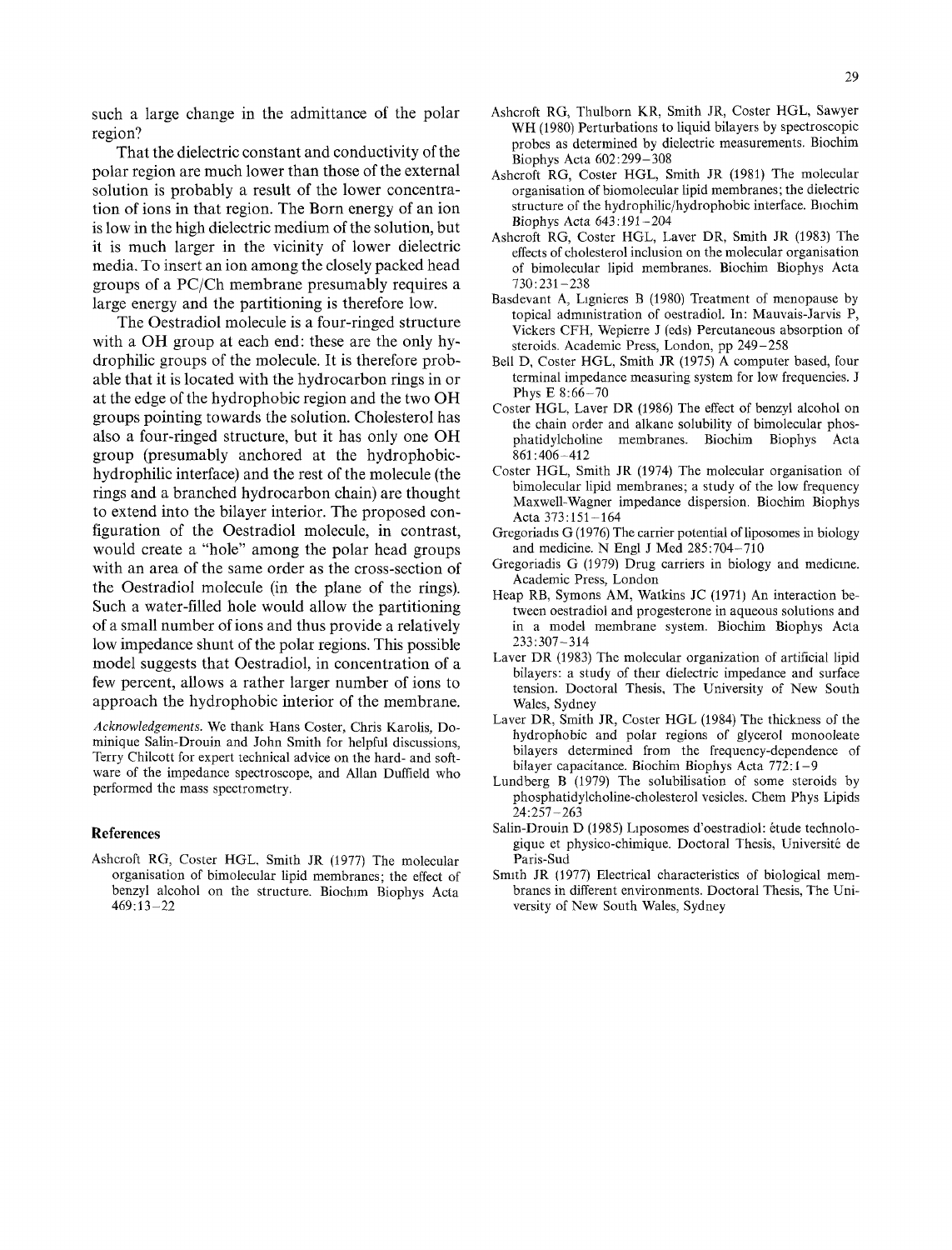such a large change in the admittance of the polar region?

That the dielectric constant and conductivity of the polar region are much lower than those of the external solution is probably a result of the lower concentration of ions in that region. The Born energy of an ion is low in the high dielectric medium of the solution, but it is much larger in the vicinity of lower dielectric media. To insert an ion among the closely packed head groups of a PC/Ch membrane presumably requires a large energy and the partitioning is therefore low.

The Oestradiol molecule is a four-ringed structure with a OH group at each end: these are the only hydrophilic groups of the molecule. It is therefore probable that it is located with the hydrocarbon rings in or at the edge of the hydrophobic region and the two OH groups pointing towards the solution. Cholesterol has also a four-ringed structure, but it has only one OH group (presumably anchored at the hydrophobic-hydrophilic interface) and the rest of the molecule (the rings and a branched hydrocarbon chain) are thought to extend into the bilayer interior. The proposed configuration of the Oestradiol molecule, in contrast, would create a "hole" among the polar head groups with an area of the same order as the cross-section of the Oestradiol molecule (in the plane of the rings). Such a water-filled hole would allow the partitioning of a small number of ions and thus provide a relatively low impedance shunt of the polar regions. This possible model suggests that Oestradiol, in concentration of a few percent, allows a rather larger number of ions to approach the hydrophobic interior of the membrane.

*Acknowledgements.* We thank Hans Coster, Chris Karolis, Dominique Salin-Drouin and John Smith for helpful discussions, Terry Chilcott for expert technical advice on the hard- and software of the impedance spectroscope, and Allan Duffield who performed the mass spectrometry.

## References

Ashcroft RG, Coster HGL, Smith JR (1977) The molecular organisation of bimolecular lipid membranes; the effect of benzyl alcohol on the structure. Biochim Biophys Acta 469:13–22

Ashcroft RG, Thulborn KR, Smith JR, Coster HGL, Sawyer WH (1980) Perturbations to liquid bilayers by spectroscopic probes as determined by dielectric measurements. Biochim Biophys Acta 602:299–308

Ashcroft RG, Coster HGL, Smith JR (1981) The molecular organisation of biomolecular lipid membranes; the dielectric structure of the hydrophilic/hydrophobic interface. Biochim Biophys Acta 643:191–204

Ashcroft RG, Coster HGL, Laver DR, Smith JR (1983) The effects of cholesterol inclusion on the molecular organisation of bimolecular lipid membranes. Biochim Biophys Acta 730:231–238

Basdevant A, Lignieres B (1980) Treatment of menopause by topical administration of oestradiol. In: Mauvais-Jarvis P, Vickers CFH, Wepierre J (eds) Percutaneous absorption of steroids. Academic Press, London, pp 249–258

Bell D, Coster HGL, Smith JR (1975) A computer based, four terminal impedance measuring system for low frequencies. J Phys E 8:66–70

Coster HGL, Laver DR (1986) The effect of benzyl alcohol on the chain order and alkane solubility of bimolecular phosphatidylcholine membranes. Biochim Biophys Acta 861:406–412

Coster HGL, Smith JR (1974) The molecular organisation of bimolecular lipid membranes; a study of the low frequency Maxwell-Wagner impedance dispersion. Biochim Biophys Acta 373:151–164

Gregoriadis G (1976) The carrier potential of liposomes in biology and medicine. N Engl J Med 285:704–710

Gregoriadis G (1979) Drug carriers in biology and medicine. Academic Press, London

Heap RB, Symons AM, Watkins JC (1971) An interaction between oestradiol and progesterone in aqueous solutions and in a model membrane system. Biochim Biophys Acta 233:307–314

Laver DR (1983) The molecular organization of artificial lipid bilayers: a study of their dielectric impedance and surface tension. Doctoral Thesis, The University of New South Wales, Sydney

Laver DR, Smith JR, Coster HGL (1984) The thickness of the hydrophobic and polar regions of glycerol monooleate bilayers determined from the frequency-dependence of bilayer capacitance. Biochim Biophys Acta 772:1–9

Lundberg B (1979) The solubilisation of some steroids by phosphatidylcholine-cholesterol vesicles. Chem Phys Lipids 24:257–263

Salin-Drouin D (1985) Liposomes d'oestradiol: étude technologique et physico-chimique. Doctoral Thesis, Université de Paris-Sud

Smith JR (1977) Electrical characteristics of biological membranes in different environments. Doctoral Thesis, The University of New South Wales, Sydney